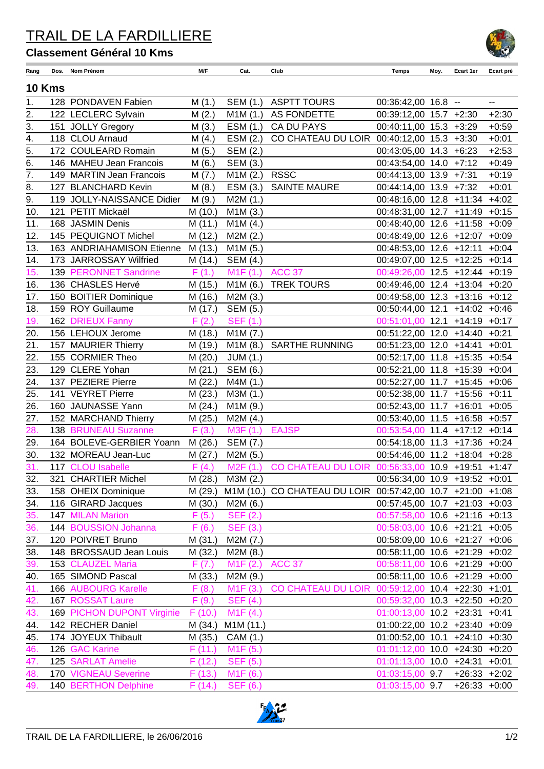# TRAIL DE LA FARDILLIERE

## Classement Général 10 Kms

### 10 Kms

| Rang | Dos. | Nom Prénom | M/F | Cat. | Club | Temps | Moy. | Ecart 1er | Ecart pré |
|---|---|---|---|---|---|---|---|---|---|
| 1. | 128 | PONDAVEN Fabien | M (1.) | SEM (1.) | ASPTT TOURS | 00:36:42,00 | 16.8 | -- | -- |
| 2. | 122 | LECLERC Sylvain | M (2.) | M1M (1.) | AS FONDETTE | 00:39:12,00 | 15.7 | +2:30 | +2:30 |
| 3. | 151 | JOLLY Gregory | M (3.) | ESM (1.) | CA DU PAYS | 00:40:11,00 | 15.3 | +3:29 | +0:59 |
| 4. | 118 | CLOU Arnaud | M (4.) | ESM (2.) | CO CHATEAU DU LOIR | 00:40:12,00 | 15.3 | +3:30 | +0:01 |
| 5. | 172 | COULEARD Romain | M (5.) | SEM (2.) | | 00:43:05,00 | 14.3 | +6:23 | +2:53 |
| 6. | 146 | MAHEU Jean Francois | M (6.) | SEM (3.) | | 00:43:54,00 | 14.0 | +7:12 | +0:49 |
| 7. | 149 | MARTIN Jean Francois | M (7.) | M1M (2.) | RSSC | 00:44:13,00 | 13.9 | +7:31 | +0:19 |
| 8. | 127 | BLANCHARD Kevin | M (8.) | ESM (3.) | SAINTE MAURE | 00:44:14,00 | 13.9 | +7:32 | +0:01 |
| 9. | 119 | JOLLY-NAISSANCE Didier | M (9.) | M2M (1.) | | 00:48:16,00 | 12.8 | +11:34 | +4:02 |
| 10. | 121 | PETIT Mickaël | M (10.) | M1M (3.) | | 00:48:31,00 | 12.7 | +11:49 | +0:15 |
| 11. | 168 | JASMIN Denis | M (11.) | M1M (4.) | | 00:48:40,00 | 12.6 | +11:58 | +0:09 |
| 12. | 145 | PEQUIGNOT Michel | M (12.) | M2M (2.) | | 00:48:49,00 | 12.6 | +12:07 | +0:09 |
| 13. | 163 | ANDRIAHAMISON Etienne | M (13.) | M1M (5.) | | 00:48:53,00 | 12.6 | +12:11 | +0:04 |
| 14. | 173 | JARROSSAY Wilfried | M (14.) | SEM (4.) | | 00:49:07,00 | 12.5 | +12:25 | +0:14 |
| 15. | 139 | PERONNET Sandrine | F (1.) | M1F (1.) | ACC 37 | 00:49:26,00 | 12.5 | +12:44 | +0:19 |
| 16. | 136 | CHASLES Hervé | M (15.) | M1M (6.) | TREK TOURS | 00:49:46,00 | 12.4 | +13:04 | +0:20 |
| 17. | 150 | BOITIER Dominique | M (16.) | M2M (3.) | | 00:49:58,00 | 12.3 | +13:16 | +0:12 |
| 18. | 159 | ROY Guillaume | M (17.) | SEM (5.) | | 00:50:44,00 | 12.1 | +14:02 | +0:46 |
| 19. | 162 | DRIEUX Fanny | F (2.) | SEF (1.) | | 00:51:01,00 | 12.1 | +14:19 | +0:17 |
| 20. | 156 | LEHOUX Jerome | M (18.) | M1M (7.) | | 00:51:22,00 | 12.0 | +14:40 | +0:21 |
| 21. | 157 | MAURIER Thierry | M (19.) | M1M (8.) | SARTHE RUNNING | 00:51:23,00 | 12.0 | +14:41 | +0:01 |
| 22. | 155 | CORMIER Theo | M (20.) | JUM (1.) | | 00:52:17,00 | 11.8 | +15:35 | +0:54 |
| 23. | 129 | CLERE Yohan | M (21.) | SEM (6.) | | 00:52:21,00 | 11.8 | +15:39 | +0:04 |
| 24. | 137 | PEZIERE Pierre | M (22.) | M4M (1.) | | 00:52:27,00 | 11.7 | +15:45 | +0:06 |
| 25. | 141 | VEYRET Pierre | M (23.) | M3M (1.) | | 00:52:38,00 | 11.7 | +15:56 | +0:11 |
| 26. | 160 | JAUNASSE Yann | M (24.) | M1M (9.) | | 00:52:43,00 | 11.7 | +16:01 | +0:05 |
| 27. | 152 | MARCHAND Thierry | M (25.) | M2M (4.) | | 00:53:40,00 | 11.5 | +16:58 | +0:57 |
| 28. | 138 | BRUNEAU Suzanne | F (3.) | M3F (1.) | EAJSP | 00:53:54,00 | 11.4 | +17:12 | +0:14 |
| 29. | 164 | BOLEVE-GERBIER Yoann | M (26.) | SEM (7.) | | 00:54:18,00 | 11.3 | +17:36 | +0:24 |
| 30. | 132 | MOREAU Jean-Luc | M (27.) | M2M (5.) | | 00:54:46,00 | 11.2 | +18:04 | +0:28 |
| 31. | 117 | CLOU Isabelle | F (4.) | M2F (1.) | CO CHATEAU DU LOIR | 00:56:33,00 | 10.9 | +19:51 | +1:47 |
| 32. | 321 | CHARTIER Michel | M (28.) | M3M (2.) | | 00:56:34,00 | 10.9 | +19:52 | +0:01 |
| 33. | 158 | OHEIX Dominique | M (29.) | M1M (10.) | CO CHATEAU DU LOIR | 00:57:42,00 | 10.7 | +21:00 | +1:08 |
| 34. | 116 | GIRARD Jacques | M (30.) | M2M (6.) | | 00:57:45,00 | 10.7 | +21:03 | +0:03 |
| 35. | 147 | MILAN Marion | F (5.) | SEF (2.) | | 00:57:58,00 | 10.6 | +21:16 | +0:13 |
| 36. | 144 | BOUSSION Johanna | F (6.) | SEF (3.) | | 00:58:03,00 | 10.6 | +21:21 | +0:05 |
| 37. | 120 | POIVRET Bruno | M (31.) | M2M (7.) | | 00:58:09,00 | 10.6 | +21:27 | +0:06 |
| 38. | 148 | BROSSAUD Jean Louis | M (32.) | M2M (8.) | | 00:58:11,00 | 10.6 | +21:29 | +0:02 |
| 39. | 153 | CLAUZEL Maria | F (7.) | M1F (2.) | ACC 37 | 00:58:11,00 | 10.6 | +21:29 | +0:00 |
| 40. | 165 | SIMOND Pascal | M (33.) | M2M (9.) | | 00:58:11,00 | 10.6 | +21:29 | +0:00 |
| 41. | 166 | AUBOURG Karelle | F (8.) | M1F (3.) | CO CHATEAU DU LOIR | 00:59:12,00 | 10.4 | +22:30 | +1:01 |
| 42. | 167 | ROSSAT Laure | F (9.) | SEF (4.) | | 00:59:32,00 | 10.3 | +22:50 | +0:20 |
| 43. | 169 | PICHON DUPONT Virginie | F (10.) | M1F (4.) | | 01:00:13,00 | 10.2 | +23:31 | +0:41 |
| 44. | 142 | RECHER Daniel | M (34.) | M1M (11.) | | 01:00:22,00 | 10.2 | +23:40 | +0:09 |
| 45. | 174 | JOYEUX Thibault | M (35.) | CAM (1.) | | 01:00:52,00 | 10.1 | +24:10 | +0:30 |
| 46. | 126 | GAC Karine | F (11.) | M1F (5.) | | 01:01:12,00 | 10.0 | +24:30 | +0:20 |
| 47. | 125 | SARLAT Amelie | F (12.) | SEF (5.) | | 01:01:13,00 | 10.0 | +24:31 | +0:01 |
| 48. | 170 | VIGNEAU Severine | F (13.) | M1F (6.) | | 01:03:15,00 | 9.7 | +26:33 | +2:02 |
| 49. | 140 | BERTHON Delphine | F (14.) | SEF (6.) | | 01:03:15,00 | 9.7 | +26:33 | +0:00 |

TRAIL DE LA FARDILLIERE, le 26/06/2016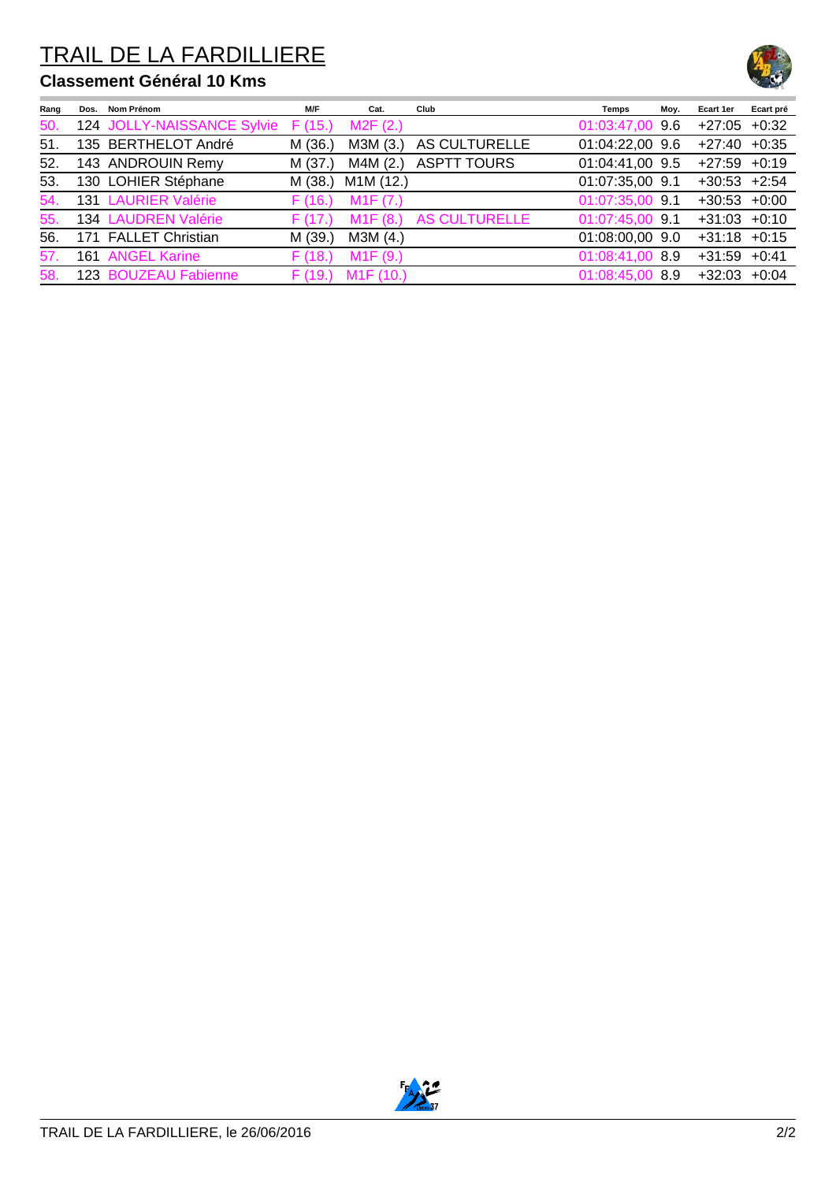# TRAIL DE LA FARDILLIERE

## Classement Général 10 Kms

| Rang | Dos. | Nom Prénom | M/F | Cat. | Club | Temps | Moy. | Ecart 1er | Ecart pré |
|---|---|---|---|---|---|---|---|---|---|
| 50. | 124 | JOLLY-NAISSANCE Sylvie | F (15.) | M2F (2.) | | 01:03:47,00 | 9.6 | +27:05 | +0:32 |
| 51. | 135 | BERTHELOT André | M (36.) | M3M (3.) | AS CULTURELLE | 01:04:22,00 | 9.6 | +27:40 | +0:35 |
| 52. | 143 | ANDROUIN Remy | M (37.) | M4M (2.) | ASPTT TOURS | 01:04:41,00 | 9.5 | +27:59 | +0:19 |
| 53. | 130 | LOHIER Stéphane | M (38.) | M1M (12.) | | 01:07:35,00 | 9.1 | +30:53 | +2:54 |
| 54. | 131 | LAURIER Valérie | F (16.) | M1F (7.) | | 01:07:35,00 | 9.1 | +30:53 | +0:00 |
| 55. | 134 | LAUDREN Valérie | F (17.) | M1F (8.) | AS CULTURELLE | 01:07:45,00 | 9.1 | +31:03 | +0:10 |
| 56. | 171 | FALLET Christian | M (39.) | M3M (4.) | | 01:08:00,00 | 9.0 | +31:18 | +0:15 |
| 57. | 161 | ANGEL Karine | F (18.) | M1F (9.) | | 01:08:41,00 | 8.9 | +31:59 | +0:41 |
| 58. | 123 | BOUZEAU Fabienne | F (19.) | M1F (10.) | | 01:08:45,00 | 8.9 | +32:03 | +0:04 |

TRAIL DE LA FARDILLIERE, le 26/06/2016